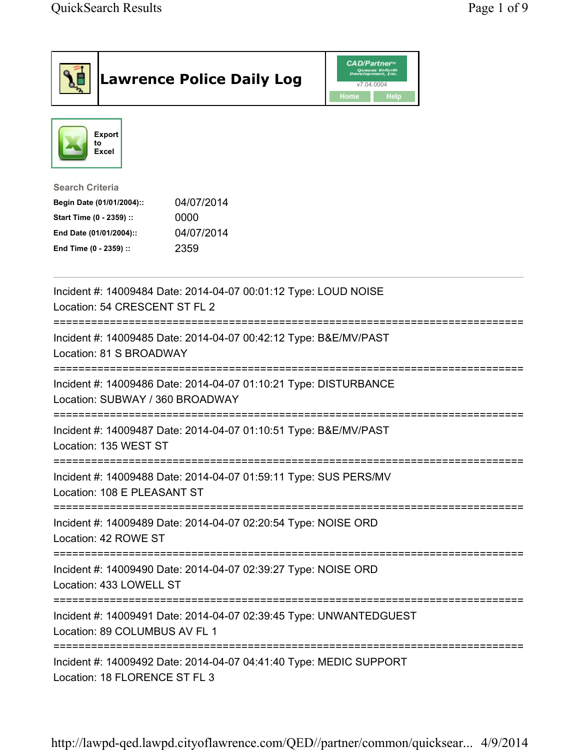# Lawrence Police Daily Log

CAD/Partner™
v7.04.0004
Home | Help

Export to Excel

**Search Criteria**

| | |
|---|---|
| **Begin Date (01/01/2004)::** | 04/07/2014 |
| **Start Time (0 - 2359) ::** | 0000 |
| **End Date (01/01/2004)::** | 04/07/2014 |
| **End Time (0 - 2359) ::** | 2359 |

---

Incident #: 14009484 Date: 2014-04-07 00:01:12 Type: LOUD NOISE
Location: 54 CRESCENT ST FL 2

===========================================================================

Incident #: 14009485 Date: 2014-04-07 00:42:12 Type: B&E/MV/PAST
Location: 81 S BROADWAY

===========================================================================

Incident #: 14009486 Date: 2014-04-07 01:10:21 Type: DISTURBANCE
Location: SUBWAY / 360 BROADWAY

===========================================================================

Incident #: 14009487 Date: 2014-04-07 01:10:51 Type: B&E/MV/PAST
Location: 135 WEST ST

===========================================================================

Incident #: 14009488 Date: 2014-04-07 01:59:11 Type: SUS PERS/MV
Location: 108 E PLEASANT ST

===========================================================================

Incident #: 14009489 Date: 2014-04-07 02:20:54 Type: NOISE ORD
Location: 42 ROWE ST

===========================================================================

Incident #: 14009490 Date: 2014-04-07 02:39:27 Type: NOISE ORD
Location: 433 LOWELL ST

===========================================================================

Incident #: 14009491 Date: 2014-04-07 02:39:45 Type: UNWANTEDGUEST
Location: 89 COLUMBUS AV FL 1

===========================================================================

Incident #: 14009492 Date: 2014-04-07 04:41:40 Type: MEDIC SUPPORT
Location: 18 FLORENCE ST FL 3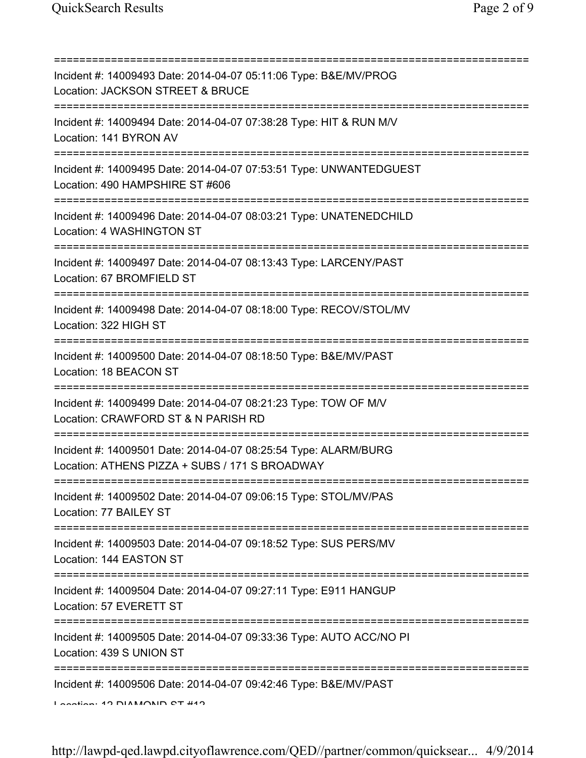===========================================================================

Incident #: 14009493 Date: 2014-04-07 05:11:06 Type: B&E/MV/PROG
Location: JACKSON STREET & BRUCE

===========================================================================

Incident #: 14009494 Date: 2014-04-07 07:38:28 Type: HIT & RUN M/V
Location: 141 BYRON AV

===========================================================================

Incident #: 14009495 Date: 2014-04-07 07:53:51 Type: UNWANTEDGUEST
Location: 490 HAMPSHIRE ST #606

===========================================================================

Incident #: 14009496 Date: 2014-04-07 08:03:21 Type: UNATENEDCHILD
Location: 4 WASHINGTON ST

===========================================================================

Incident #: 14009497 Date: 2014-04-07 08:13:43 Type: LARCENY/PAST
Location: 67 BROMFIELD ST

===========================================================================

Incident #: 14009498 Date: 2014-04-07 08:18:00 Type: RECOV/STOL/MV
Location: 322 HIGH ST

===========================================================================

Incident #: 14009500 Date: 2014-04-07 08:18:50 Type: B&E/MV/PAST
Location: 18 BEACON ST

===========================================================================

Incident #: 14009499 Date: 2014-04-07 08:21:23 Type: TOW OF M/V
Location: CRAWFORD ST & N PARISH RD

===========================================================================

Incident #: 14009501 Date: 2014-04-07 08:25:54 Type: ALARM/BURG
Location: ATHENS PIZZA + SUBS / 171 S BROADWAY

===========================================================================

Incident #: 14009502 Date: 2014-04-07 09:06:15 Type: STOL/MV/PAS
Location: 77 BAILEY ST

===========================================================================

Incident #: 14009503 Date: 2014-04-07 09:18:52 Type: SUS PERS/MV
Location: 144 EASTON ST

===========================================================================

Incident #: 14009504 Date: 2014-04-07 09:27:11 Type: E911 HANGUP
Location: 57 EVERETT ST

===========================================================================

Incident #: 14009505 Date: 2014-04-07 09:33:36 Type: AUTO ACC/NO PI
Location: 439 S UNION ST

===========================================================================

Incident #: 14009506 Date: 2014-04-07 09:42:46 Type: B&E/MV/PAST
Location: 12 DIAMOND ST #12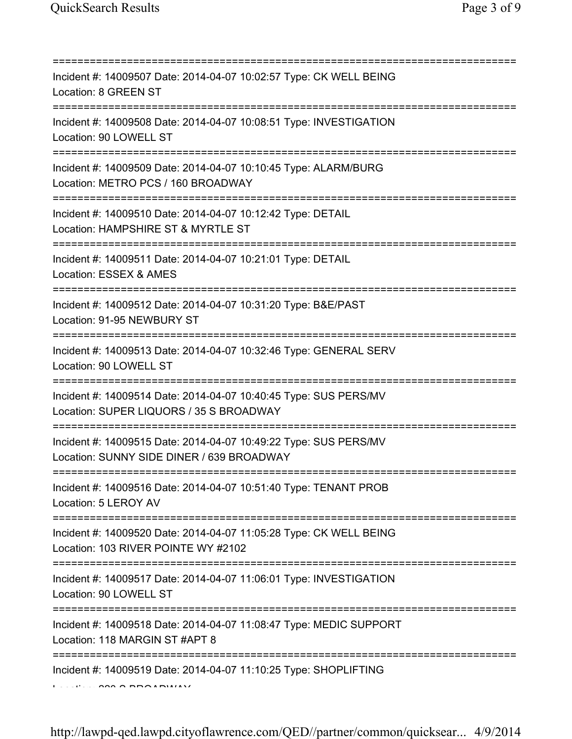===========================================================================
Incident #: 14009507 Date: 2014-04-07 10:02:57 Type: CK WELL BEING
Location: 8 GREEN ST
===========================================================================
Incident #: 14009508 Date: 2014-04-07 10:08:51 Type: INVESTIGATION
Location: 90 LOWELL ST
===========================================================================
Incident #: 14009509 Date: 2014-04-07 10:10:45 Type: ALARM/BURG
Location: METRO PCS / 160 BROADWAY
===========================================================================
Incident #: 14009510 Date: 2014-04-07 10:12:42 Type: DETAIL
Location: HAMPSHIRE ST & MYRTLE ST
===========================================================================
Incident #: 14009511 Date: 2014-04-07 10:21:01 Type: DETAIL
Location: ESSEX & AMES
===========================================================================
Incident #: 14009512 Date: 2014-04-07 10:31:20 Type: B&E/PAST
Location: 91-95 NEWBURY ST
===========================================================================
Incident #: 14009513 Date: 2014-04-07 10:32:46 Type: GENERAL SERV
Location: 90 LOWELL ST
===========================================================================
Incident #: 14009514 Date: 2014-04-07 10:40:45 Type: SUS PERS/MV
Location: SUPER LIQUORS / 35 S BROADWAY
===========================================================================
Incident #: 14009515 Date: 2014-04-07 10:49:22 Type: SUS PERS/MV
Location: SUNNY SIDE DINER / 639 BROADWAY
===========================================================================
Incident #: 14009516 Date: 2014-04-07 10:51:40 Type: TENANT PROB
Location: 5 LEROY AV
===========================================================================
Incident #: 14009520 Date: 2014-04-07 11:05:28 Type: CK WELL BEING
Location: 103 RIVER POINTE WY #2102
===========================================================================
Incident #: 14009517 Date: 2014-04-07 11:06:01 Type: INVESTIGATION
Location: 90 LOWELL ST
===========================================================================
Incident #: 14009518 Date: 2014-04-07 11:08:47 Type: MEDIC SUPPORT
Location: 118 MARGIN ST #APT 8
===========================================================================
Incident #: 14009519 Date: 2014-04-07 11:10:25 Type: SHOPLIFTING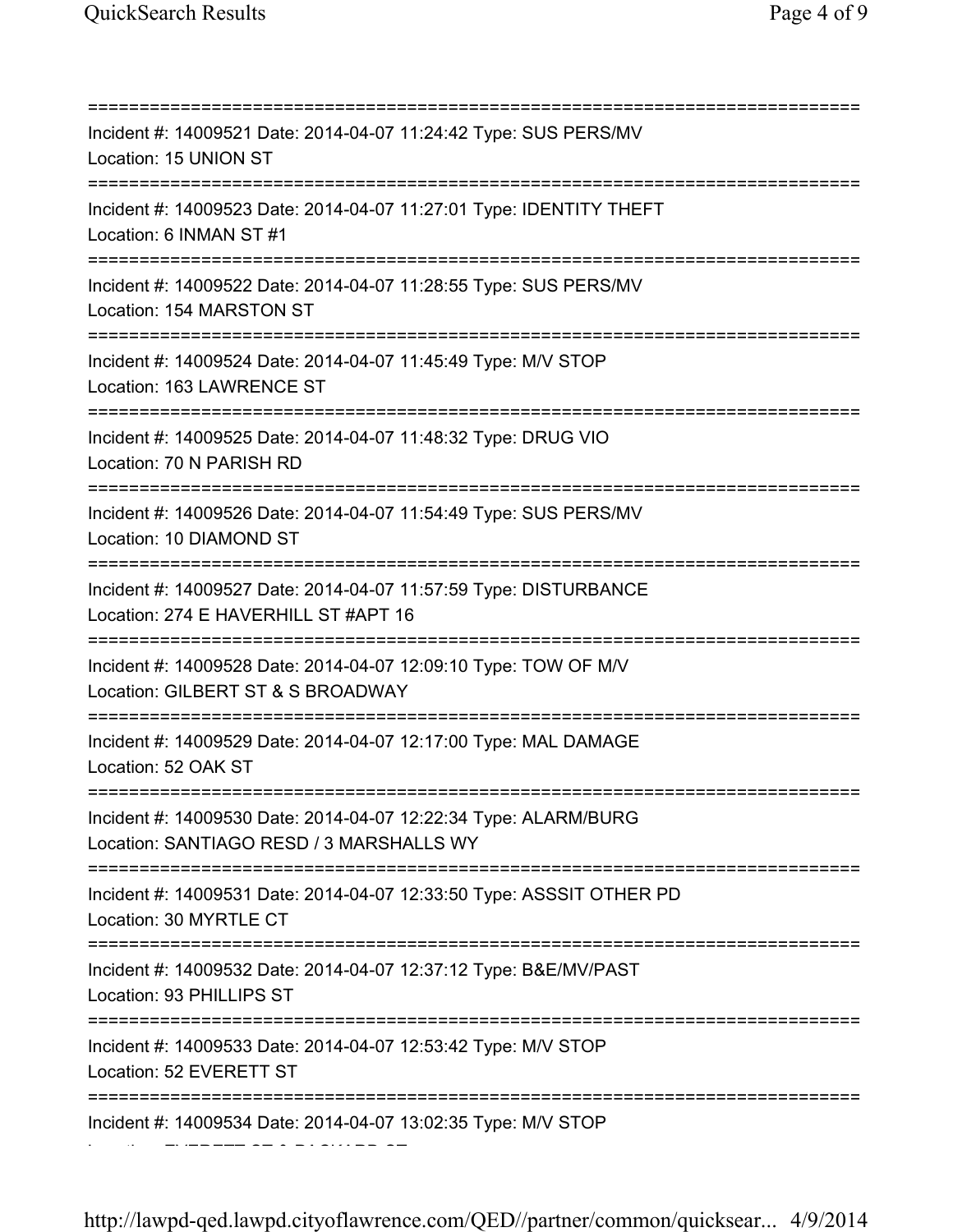===========================================================================

Incident #: 14009521 Date: 2014-04-07 11:24:42 Type: SUS PERS/MV
Location: 15 UNION ST

===========================================================================

Incident #: 14009523 Date: 2014-04-07 11:27:01 Type: IDENTITY THEFT
Location: 6 INMAN ST #1

===========================================================================

Incident #: 14009522 Date: 2014-04-07 11:28:55 Type: SUS PERS/MV
Location: 154 MARSTON ST

===========================================================================

Incident #: 14009524 Date: 2014-04-07 11:45:49 Type: M/V STOP
Location: 163 LAWRENCE ST

===========================================================================

Incident #: 14009525 Date: 2014-04-07 11:48:32 Type: DRUG VIO
Location: 70 N PARISH RD

===========================================================================

Incident #: 14009526 Date: 2014-04-07 11:54:49 Type: SUS PERS/MV
Location: 10 DIAMOND ST

===========================================================================

Incident #: 14009527 Date: 2014-04-07 11:57:59 Type: DISTURBANCE
Location: 274 E HAVERHILL ST #APT 16

===========================================================================

Incident #: 14009528 Date: 2014-04-07 12:09:10 Type: TOW OF M/V
Location: GILBERT ST & S BROADWAY

===========================================================================

Incident #: 14009529 Date: 2014-04-07 12:17:00 Type: MAL DAMAGE
Location: 52 OAK ST

===========================================================================

Incident #: 14009530 Date: 2014-04-07 12:22:34 Type: ALARM/BURG
Location: SANTIAGO RESD / 3 MARSHALLS WY

===========================================================================

Incident #: 14009531 Date: 2014-04-07 12:33:50 Type: ASSSIT OTHER PD
Location: 30 MYRTLE CT

===========================================================================

Incident #: 14009532 Date: 2014-04-07 12:37:12 Type: B&E/MV/PAST
Location: 93 PHILLIPS ST

===========================================================================

Incident #: 14009533 Date: 2014-04-07 12:53:42 Type: M/V STOP
Location: 52 EVERETT ST

===========================================================================

Incident #: 14009534 Date: 2014-04-07 13:02:35 Type: M/V STOP
Location: EVERETT ST & PACKARD ST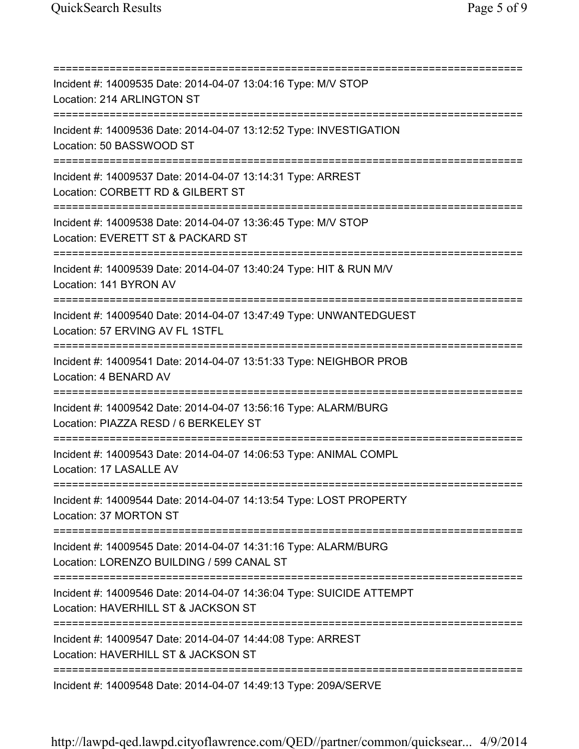===========================================================================
Incident #: 14009535 Date: 2014-04-07 13:04:16 Type: M/V STOP
Location: 214 ARLINGTON ST
===========================================================================
Incident #: 14009536 Date: 2014-04-07 13:12:52 Type: INVESTIGATION
Location: 50 BASSWOOD ST
===========================================================================
Incident #: 14009537 Date: 2014-04-07 13:14:31 Type: ARREST
Location: CORBETT RD & GILBERT ST
===========================================================================
Incident #: 14009538 Date: 2014-04-07 13:36:45 Type: M/V STOP
Location: EVERETT ST & PACKARD ST
===========================================================================
Incident #: 14009539 Date: 2014-04-07 13:40:24 Type: HIT & RUN M/V
Location: 141 BYRON AV
===========================================================================
Incident #: 14009540 Date: 2014-04-07 13:47:49 Type: UNWANTEDGUEST
Location: 57 ERVING AV FL 1STFL
===========================================================================
Incident #: 14009541 Date: 2014-04-07 13:51:33 Type: NEIGHBOR PROB
Location: 4 BENARD AV
===========================================================================
Incident #: 14009542 Date: 2014-04-07 13:56:16 Type: ALARM/BURG
Location: PIAZZA RESD / 6 BERKELEY ST
===========================================================================
Incident #: 14009543 Date: 2014-04-07 14:06:53 Type: ANIMAL COMPL
Location: 17 LASALLE AV
===========================================================================
Incident #: 14009544 Date: 2014-04-07 14:13:54 Type: LOST PROPERTY
Location: 37 MORTON ST
===========================================================================
Incident #: 14009545 Date: 2014-04-07 14:31:16 Type: ALARM/BURG
Location: LORENZO BUILDING / 599 CANAL ST
===========================================================================
Incident #: 14009546 Date: 2014-04-07 14:36:04 Type: SUICIDE ATTEMPT
Location: HAVERHILL ST & JACKSON ST
===========================================================================
Incident #: 14009547 Date: 2014-04-07 14:44:08 Type: ARREST
Location: HAVERHILL ST & JACKSON ST
===========================================================================
Incident #: 14009548 Date: 2014-04-07 14:49:13 Type: 209A/SERVE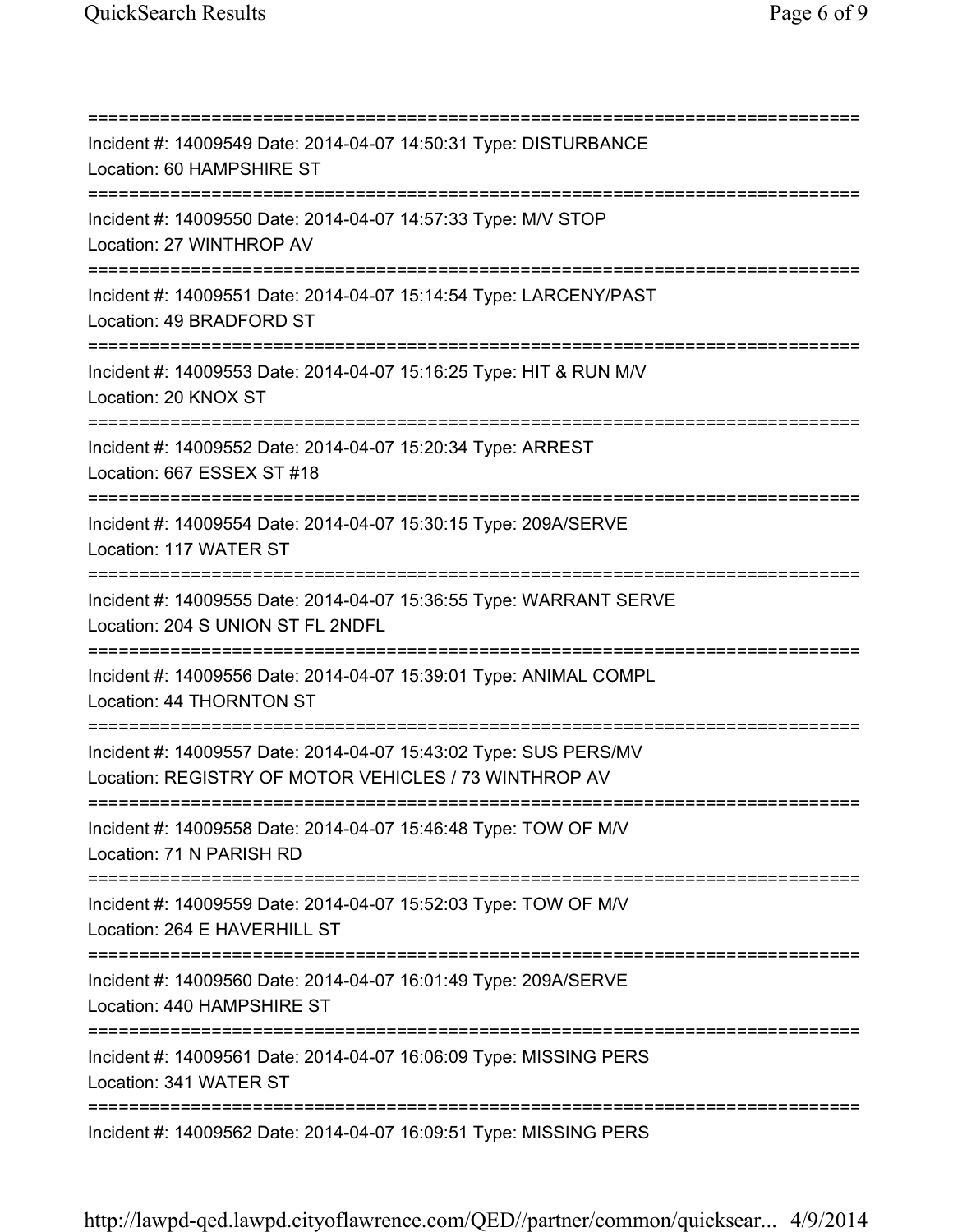===========================================================================

Incident #: 14009549 Date: 2014-04-07 14:50:31 Type: DISTURBANCE
Location: 60 HAMPSHIRE ST

===========================================================================

Incident #: 14009550 Date: 2014-04-07 14:57:33 Type: M/V STOP
Location: 27 WINTHROP AV

===========================================================================

Incident #: 14009551 Date: 2014-04-07 15:14:54 Type: LARCENY/PAST
Location: 49 BRADFORD ST

===========================================================================

Incident #: 14009553 Date: 2014-04-07 15:16:25 Type: HIT & RUN M/V
Location: 20 KNOX ST

===========================================================================

Incident #: 14009552 Date: 2014-04-07 15:20:34 Type: ARREST
Location: 667 ESSEX ST #18

===========================================================================

Incident #: 14009554 Date: 2014-04-07 15:30:15 Type: 209A/SERVE
Location: 117 WATER ST

===========================================================================

Incident #: 14009555 Date: 2014-04-07 15:36:55 Type: WARRANT SERVE
Location: 204 S UNION ST FL 2NDFL

===========================================================================

Incident #: 14009556 Date: 2014-04-07 15:39:01 Type: ANIMAL COMPL
Location: 44 THORNTON ST

===========================================================================

Incident #: 14009557 Date: 2014-04-07 15:43:02 Type: SUS PERS/MV
Location: REGISTRY OF MOTOR VEHICLES / 73 WINTHROP AV

===========================================================================

Incident #: 14009558 Date: 2014-04-07 15:46:48 Type: TOW OF M/V
Location: 71 N PARISH RD

===========================================================================

Incident #: 14009559 Date: 2014-04-07 15:52:03 Type: TOW OF M/V
Location: 264 E HAVERHILL ST

===========================================================================

Incident #: 14009560 Date: 2014-04-07 16:01:49 Type: 209A/SERVE
Location: 440 HAMPSHIRE ST

===========================================================================

Incident #: 14009561 Date: 2014-04-07 16:06:09 Type: MISSING PERS
Location: 341 WATER ST

===========================================================================

Incident #: 14009562 Date: 2014-04-07 16:09:51 Type: MISSING PERS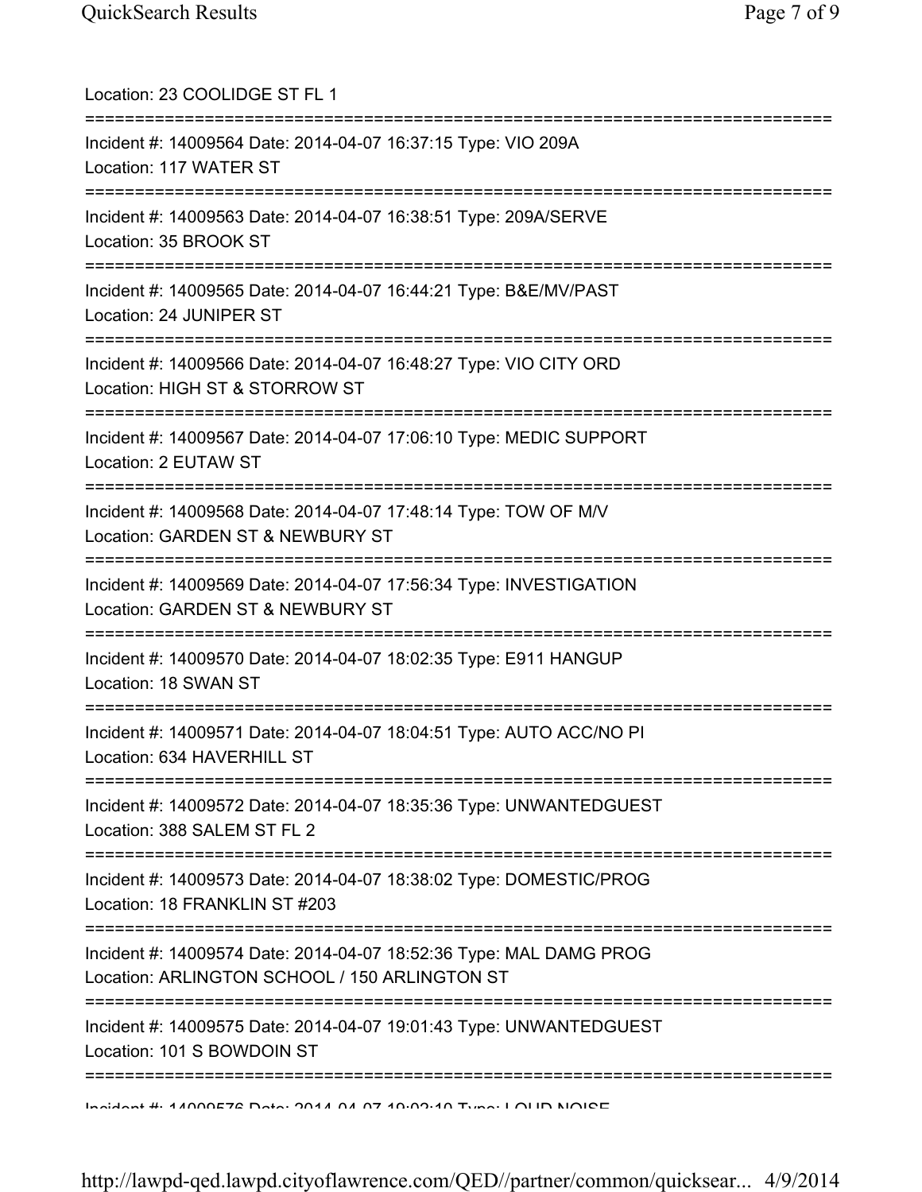Location: 23 COOLIDGE ST FL 1

===========================================================================

Incident #: 14009564 Date: 2014-04-07 16:37:15 Type: VIO 209A

Location: 117 WATER ST

===========================================================================

Incident #: 14009563 Date: 2014-04-07 16:38:51 Type: 209A/SERVE

Location: 35 BROOK ST

===========================================================================

Incident #: 14009565 Date: 2014-04-07 16:44:21 Type: B&E/MV/PAST

Location: 24 JUNIPER ST

===========================================================================

Incident #: 14009566 Date: 2014-04-07 16:48:27 Type: VIO CITY ORD

Location: HIGH ST & STORROW ST

===========================================================================

Incident #: 14009567 Date: 2014-04-07 17:06:10 Type: MEDIC SUPPORT

Location: 2 EUTAW ST

===========================================================================

Incident #: 14009568 Date: 2014-04-07 17:48:14 Type: TOW OF M/V

Location: GARDEN ST & NEWBURY ST

===========================================================================

Incident #: 14009569 Date: 2014-04-07 17:56:34 Type: INVESTIGATION

Location: GARDEN ST & NEWBURY ST

===========================================================================

Incident #: 14009570 Date: 2014-04-07 18:02:35 Type: E911 HANGUP

Location: 18 SWAN ST

===========================================================================

Incident #: 14009571 Date: 2014-04-07 18:04:51 Type: AUTO ACC/NO PI

Location: 634 HAVERHILL ST

===========================================================================

Incident #: 14009572 Date: 2014-04-07 18:35:36 Type: UNWANTEDGUEST

Location: 388 SALEM ST FL 2

===========================================================================

Incident #: 14009573 Date: 2014-04-07 18:38:02 Type: DOMESTIC/PROG

Location: 18 FRANKLIN ST #203

===========================================================================

Incident #: 14009574 Date: 2014-04-07 18:52:36 Type: MAL DAMG PROG

Location: ARLINGTON SCHOOL / 150 ARLINGTON ST

===========================================================================

Incident #: 14009575 Date: 2014-04-07 19:01:43 Type: UNWANTEDGUEST

Location: 101 S BOWDOIN ST

===========================================================================

Incident #: 14009576 Date: 2014-04-07 19:02:10 Type: LOUD NOISE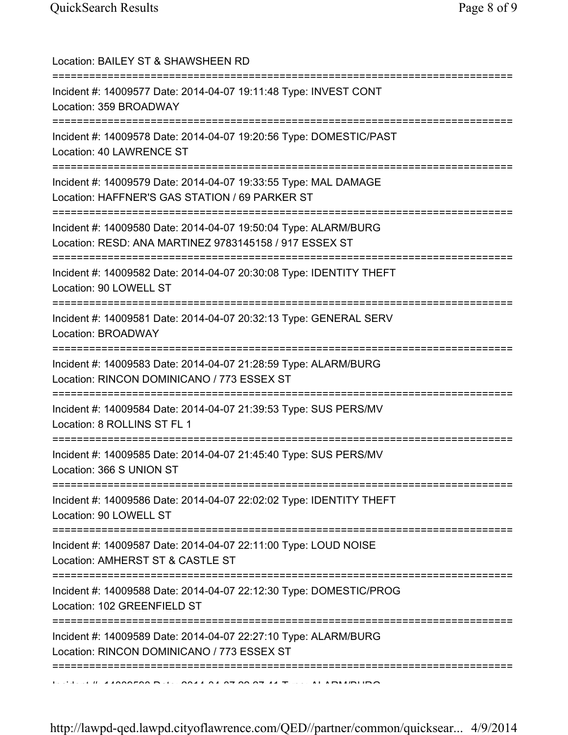Location: BAILEY ST & SHAWSHEEN RD

===========================================================================

Incident #: 14009577 Date: 2014-04-07 19:11:48 Type: INVEST CONT
Location: 359 BROADWAY

===========================================================================

Incident #: 14009578 Date: 2014-04-07 19:20:56 Type: DOMESTIC/PAST
Location: 40 LAWRENCE ST

===========================================================================

Incident #: 14009579 Date: 2014-04-07 19:33:55 Type: MAL DAMAGE
Location: HAFFNER'S GAS STATION / 69 PARKER ST

===========================================================================

Incident #: 14009580 Date: 2014-04-07 19:50:04 Type: ALARM/BURG
Location: RESD: ANA MARTINEZ 9783145158 / 917 ESSEX ST

===========================================================================

Incident #: 14009582 Date: 2014-04-07 20:30:08 Type: IDENTITY THEFT
Location: 90 LOWELL ST

===========================================================================

Incident #: 14009581 Date: 2014-04-07 20:32:13 Type: GENERAL SERV
Location: BROADWAY

===========================================================================

Incident #: 14009583 Date: 2014-04-07 21:28:59 Type: ALARM/BURG
Location: RINCON DOMINICANO / 773 ESSEX ST

===========================================================================

Incident #: 14009584 Date: 2014-04-07 21:39:53 Type: SUS PERS/MV
Location: 8 ROLLINS ST FL 1

===========================================================================

Incident #: 14009585 Date: 2014-04-07 21:45:40 Type: SUS PERS/MV
Location: 366 S UNION ST

===========================================================================

Incident #: 14009586 Date: 2014-04-07 22:02:02 Type: IDENTITY THEFT
Location: 90 LOWELL ST

===========================================================================

Incident #: 14009587 Date: 2014-04-07 22:11:00 Type: LOUD NOISE
Location: AMHERST ST & CASTLE ST

===========================================================================

Incident #: 14009588 Date: 2014-04-07 22:12:30 Type: DOMESTIC/PROG
Location: 102 GREENFIELD ST

===========================================================================

Incident #: 14009589 Date: 2014-04-07 22:27:10 Type: ALARM/BURG
Location: RINCON DOMINICANO / 773 ESSEX ST

===========================================================================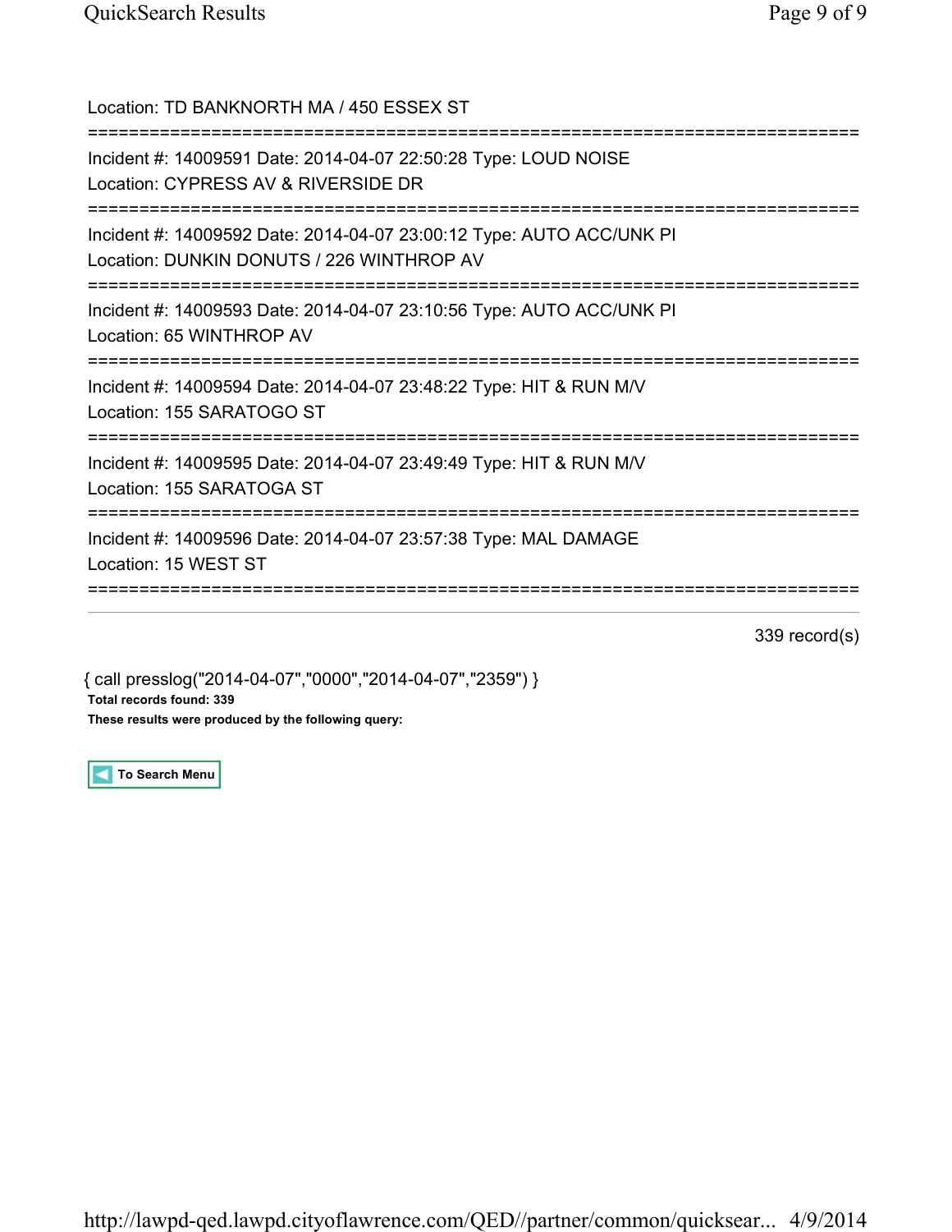Location: TD BANKNORTH MA / 450 ESSEX ST

===========================================================================

Incident #: 14009591 Date: 2014-04-07 22:50:28 Type: LOUD NOISE

Location: CYPRESS AV & RIVERSIDE DR

===========================================================================

Incident #: 14009592 Date: 2014-04-07 23:00:12 Type: AUTO ACC/UNK PI

Location: DUNKIN DONUTS / 226 WINTHROP AV

===========================================================================

Incident #: 14009593 Date: 2014-04-07 23:10:56 Type: AUTO ACC/UNK PI

Location: 65 WINTHROP AV

===========================================================================

Incident #: 14009594 Date: 2014-04-07 23:48:22 Type: HIT & RUN M/V

Location: 155 SARATOGO ST

===========================================================================

Incident #: 14009595 Date: 2014-04-07 23:49:49 Type: HIT & RUN M/V

Location: 155 SARATOGA ST

===========================================================================

Incident #: 14009596 Date: 2014-04-07 23:57:38 Type: MAL DAMAGE

Location: 15 WEST ST

===========================================================================

339 record(s)

{ call presslog("2014-04-07","0000","2014-04-07","2359") }

**Total records found: 339**

**These results were produced by the following query:**

To Search Menu